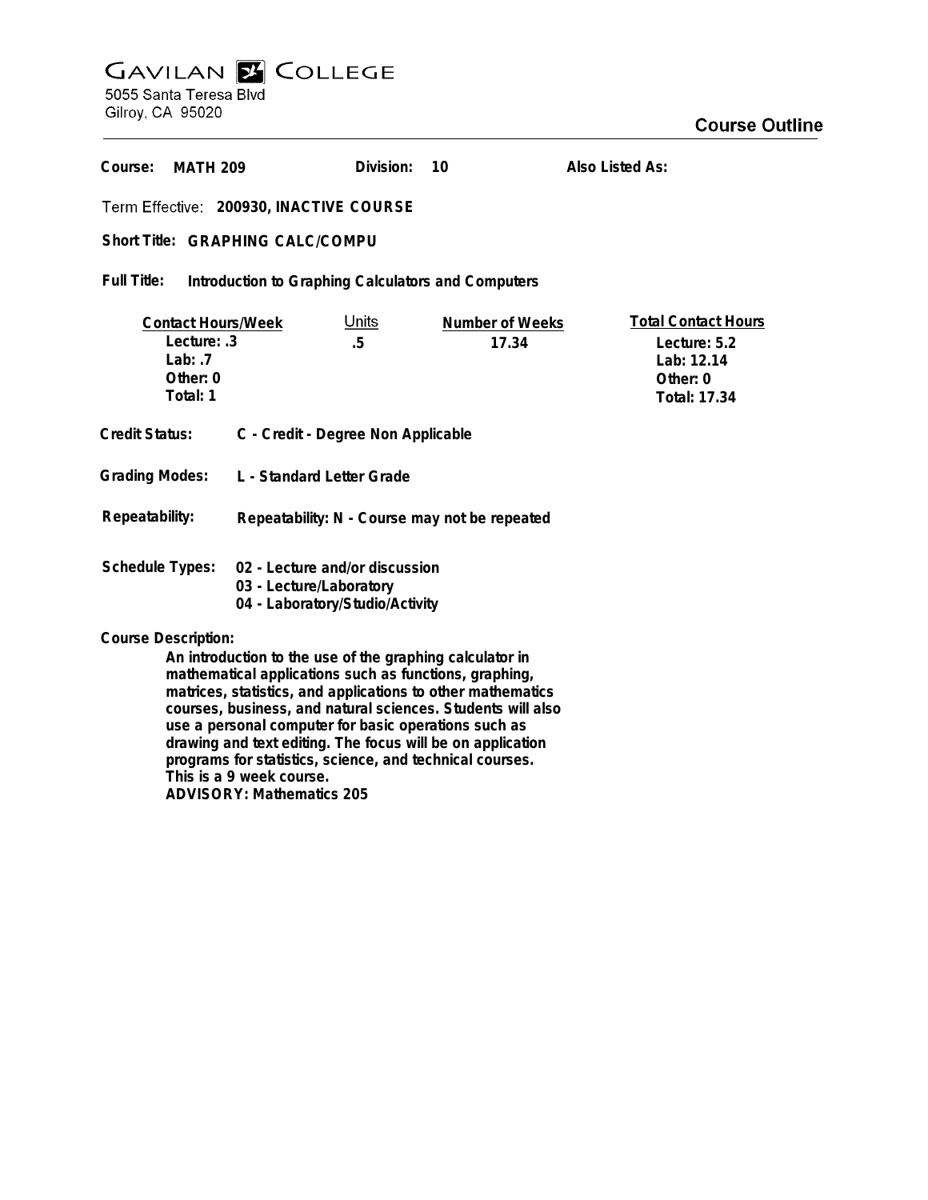# Gavilan College

5055 Santa Teresa Blvd
Gilroy, CA 95020

## Course Outline

**Course:** MATH 209 **Division:** 10 **Also Listed As:**

**Term Effective:** 200930, INACTIVE COURSE

**Short Title:** GRAPHING CALC/COMPU

**Full Title:** Introduction to Graphing Calculators and Computers

| Contact Hours/Week | Units | Number of Weeks | Total Contact Hours |
|---|---|---|---|
| Lecture: .3 | .5 | 17.34 | Lecture: 5.2 |
| Lab: .7 | | | Lab: 12.14 |
| Other: 0 | | | Other: 0 |
| Total: 1 | | | Total: 17.34 |

**Credit Status:** C - Credit - Degree Non Applicable

**Grading Modes:** L - Standard Letter Grade

**Repeatability:** Repeatability: N - Course may not be repeated

**Schedule Types:**
- 02 - Lecture and/or discussion
- 03 - Lecture/Laboratory
- 04 - Laboratory/Studio/Activity

**Course Description:**

An introduction to the use of the graphing calculator in mathematical applications such as functions, graphing, matrices, statistics, and applications to other mathematics courses, business, and natural sciences. Students will also use a personal computer for basic operations such as drawing and text editing. The focus will be on application programs for statistics, science, and technical courses. This is a 9 week course.
ADVISORY: Mathematics 205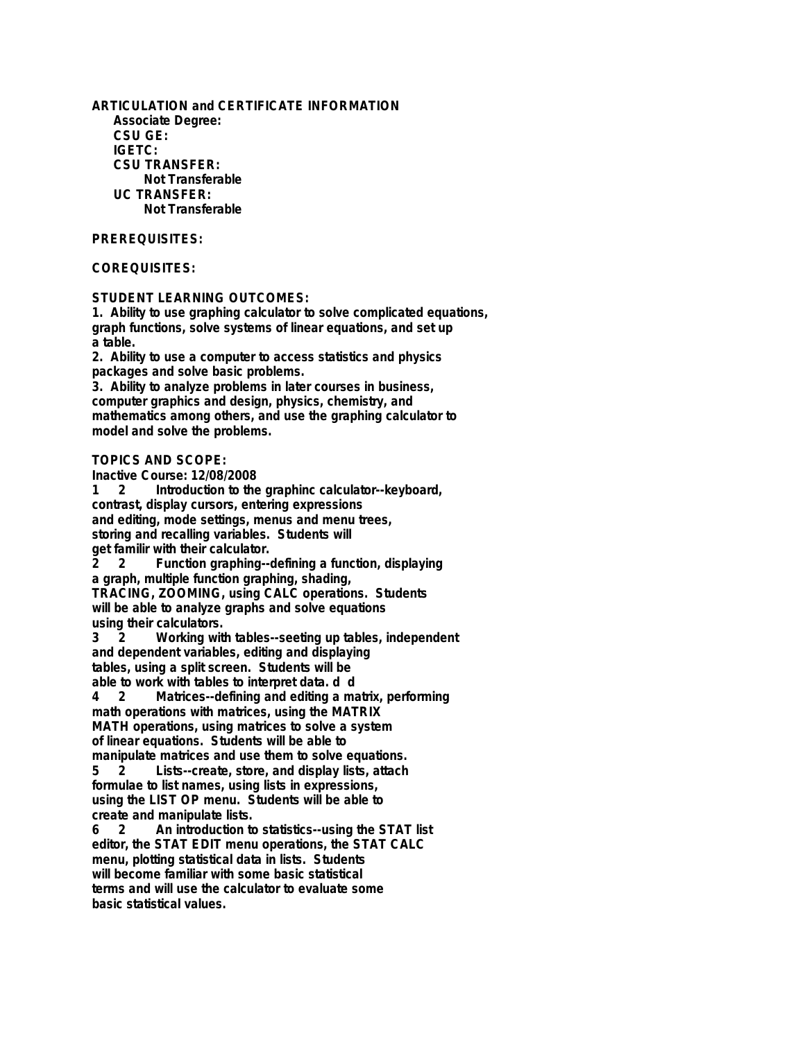**ARTICULATION and CERTIFICATE INFORMATION**

**Associate Degree:**

**CSU GE:**

**IGETC:**

**CSU TRANSFER:**

**Not Transferable**

**UC TRANSFER:**

**Not Transferable**

**PREREQUISITES:**

**COREQUISITES:**

**STUDENT LEARNING OUTCOMES:**

**1. Ability to use graphing calculator to solve complicated equations, graph functions, solve systems of linear equations, and set up a table.**

**2. Ability to use a computer to access statistics and physics packages and solve basic problems.**

**3. Ability to analyze problems in later courses in business, computer graphics and design, physics, chemistry, and mathematics among others, and use the graphing calculator to model and solve the problems.**

**TOPICS AND SCOPE:**

**Inactive Course: 12/08/2008**

**1 2 Introduction to the graphinc calculator--keyboard, contrast, display cursors, entering expressions and editing, mode settings, menus and menu trees, storing and recalling variables. Students will get familir with their calculator.**

**2 2 Function graphing--defining a function, displaying a graph, multiple function graphing, shading, TRACING, ZOOMING, using CALC operations. Students will be able to analyze graphs and solve equations using their calculators.**

**3 2 Working with tables--seeting up tables, independent and dependent variables, editing and displaying tables, using a split screen. Students will be able to work with tables to interpret data. d d**

**4 2 Matrices--defining and editing a matrix, performing math operations with matrices, using the MATRIX MATH operations, using matrices to solve a system of linear equations. Students will be able to manipulate matrices and use them to solve equations.**

**5 2 Lists--create, store, and display lists, attach formulae to list names, using lists in expressions, using the LIST OP menu. Students will be able to create and manipulate lists.**

**6 2 An introduction to statistics--using the STAT list editor, the STAT EDIT menu operations, the STAT CALC menu, plotting statistical data in lists. Students will become familiar with some basic statistical terms and will use the calculator to evaluate some basic statistical values.**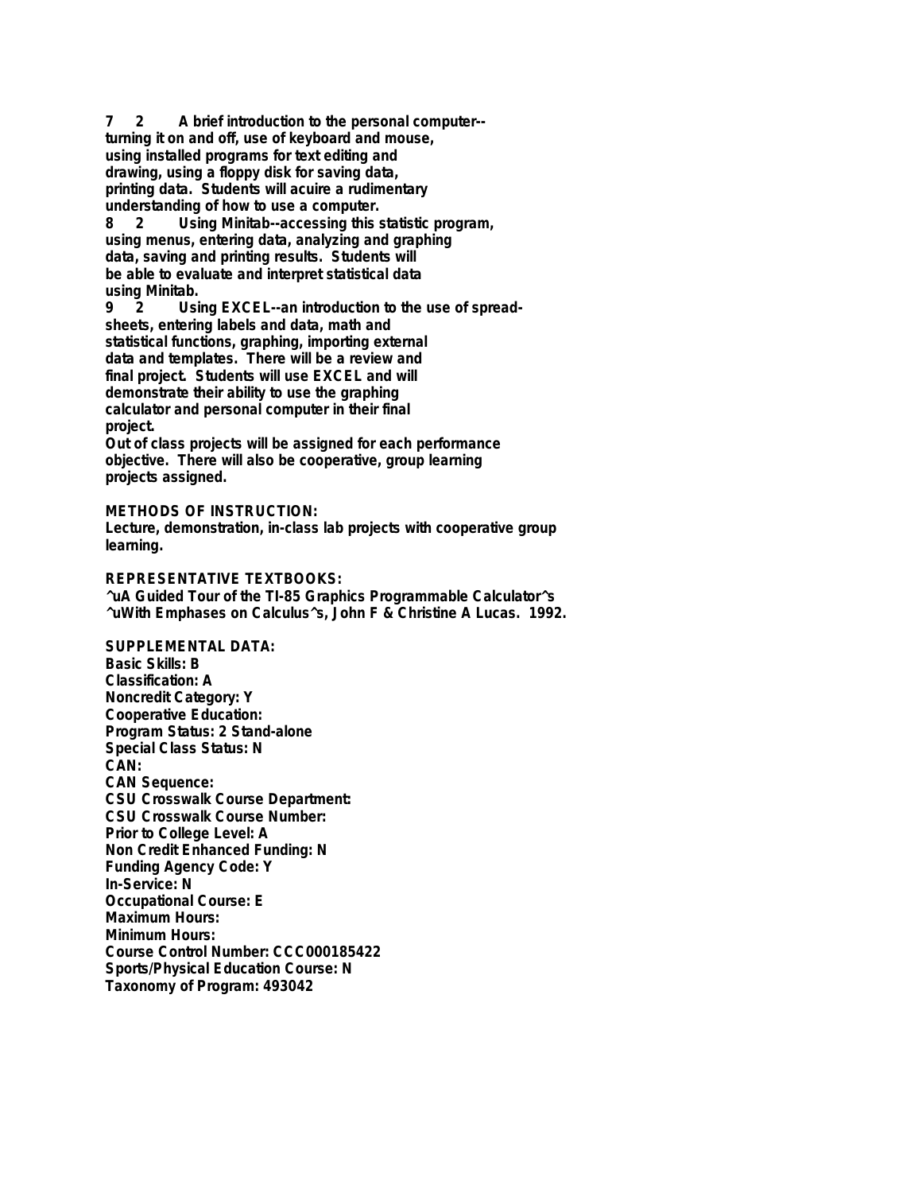7 2 A brief introduction to the personal computer--
turning it on and off, use of keyboard and mouse,
using installed programs for text editing and
drawing, using a floppy disk for saving data,
printing data. Students will acuire a rudimentary
understanding of how to use a computer.
8 2 Using Minitab--accessing this statistic program,
using menus, entering data, analyzing and graphing
data, saving and printing results. Students will
be able to evaluate and interpret statistical data
using Minitab.
9 2 Using EXCEL--an introduction to the use of spread-
sheets, entering labels and data, math and
statistical functions, graphing, importing external
data and templates. There will be a review and
final project. Students will use EXCEL and will
demonstrate their ability to use the graphing
calculator and personal computer in their final
project.
Out of class projects will be assigned for each performance
objective. There will also be cooperative, group learning
projects assigned.

**METHODS OF INSTRUCTION:**
Lecture, demonstration, in-class lab projects with cooperative group
learning.

**REPRESENTATIVE TEXTBOOKS:**
^uA Guided Tour of the TI-85 Graphics Programmable Calculator^s
^uWith Emphases on Calculus^s, John F & Christine A Lucas. 1992.

**SUPPLEMENTAL DATA:**
Basic Skills: B
Classification: A
Noncredit Category: Y
Cooperative Education:
Program Status: 2 Stand-alone
Special Class Status: N
CAN:
CAN Sequence:
CSU Crosswalk Course Department:
CSU Crosswalk Course Number:
Prior to College Level: A
Non Credit Enhanced Funding: N
Funding Agency Code: Y
In-Service: N
Occupational Course: E
Maximum Hours:
Minimum Hours:
Course Control Number: CCC000185422
Sports/Physical Education Course: N
Taxonomy of Program: 493042